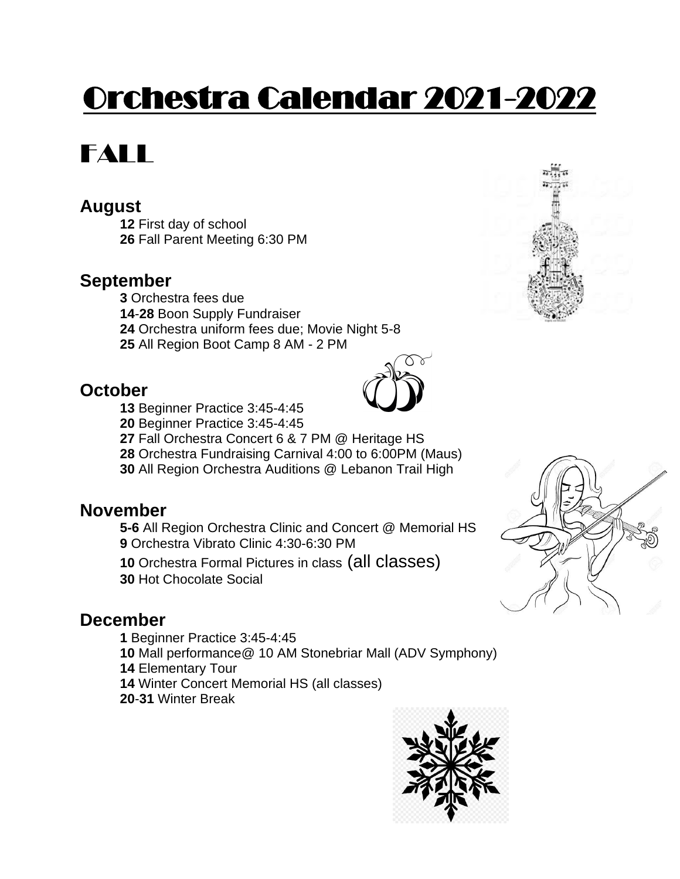# Orchestra Calendar 2021-2022

## FALL

### August

- **12** First day of school
- **26** Fall Parent Meeting 6:30 PM

### September

- **3** Orchestra fees due
- **14**-**28** Boon Supply Fundraiser
- **24** Orchestra uniform fees due; Movie Night 5-8
- **25** All Region Boot Camp 8 AM - 2 PM

### October

- **13** Beginner Practice 3:45-4:45
- **20** Beginner Practice 3:45-4:45
- **27** Fall Orchestra Concert 6 & 7 PM @ Heritage HS
- **28** Orchestra Fundraising Carnival 4:00 to 6:00PM (Maus)
- **30** All Region Orchestra Auditions @ Lebanon Trail High

### November

- **5-6** All Region Orchestra Clinic and Concert @ Memorial HS
- **9** Orchestra Vibrato Clinic 4:30-6:30 PM
- **10** Orchestra Formal Pictures in class (all classes)
- **30** Hot Chocolate Social

### December

- **1** Beginner Practice 3:45-4:45
- **10** Mall performance@ 10 AM Stonebriar Mall (ADV Symphony)
- **14** Elementary Tour
- **14** Winter Concert Memorial HS (all classes)
- **20**-**31** Winter Break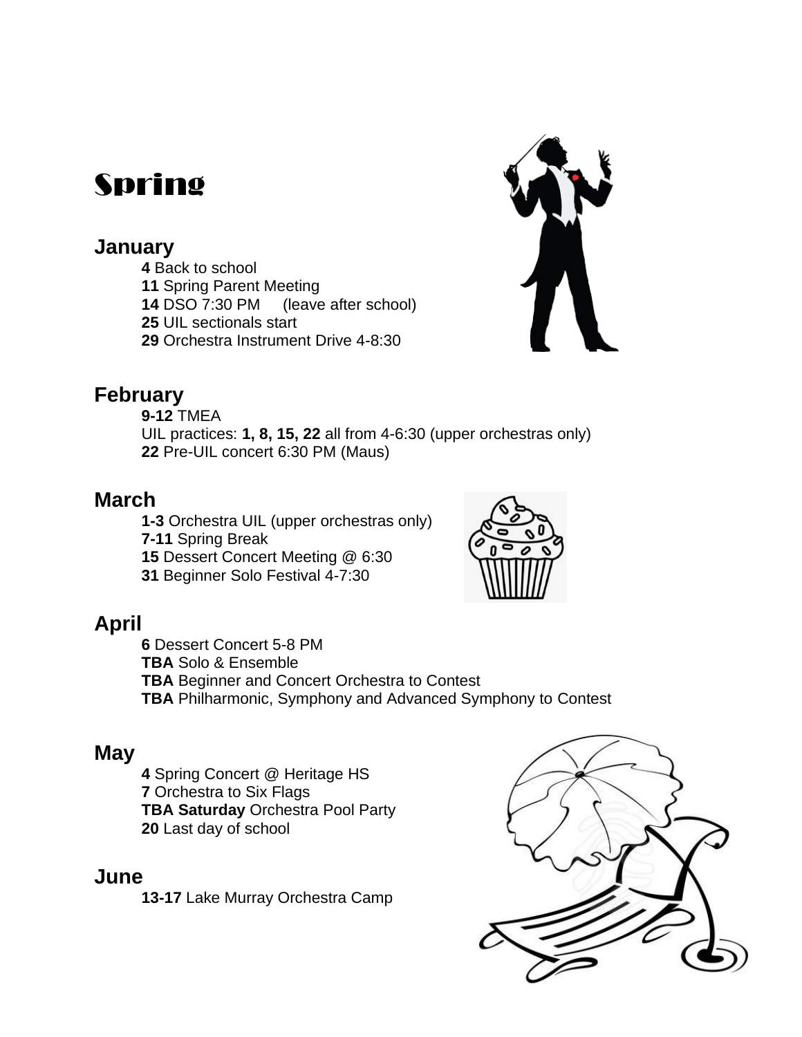# Spring

## January

**4** Back to school
**11** Spring Parent Meeting
**14** DSO 7:30 PM (leave after school)
**25** UIL sectionals start
**29** Orchestra Instrument Drive 4-8:30

## February

**9-12** TMEA
UIL practices: **1, 8, 15, 22** all from 4-6:30 (upper orchestras only)
**22** Pre-UIL concert 6:30 PM (Maus)

## March

**1-3** Orchestra UIL (upper orchestras only)
**7-11** Spring Break
**15** Dessert Concert Meeting @ 6:30
**31** Beginner Solo Festival 4-7:30

## April

**6** Dessert Concert 5-8 PM
**TBA** Solo & Ensemble
**TBA** Beginner and Concert Orchestra to Contest
**TBA** Philharmonic, Symphony and Advanced Symphony to Contest

## May

**4** Spring Concert @ Heritage HS
**7** Orchestra to Six Flags
**TBA Saturday** Orchestra Pool Party
**20** Last day of school

## June

**13-17** Lake Murray Orchestra Camp